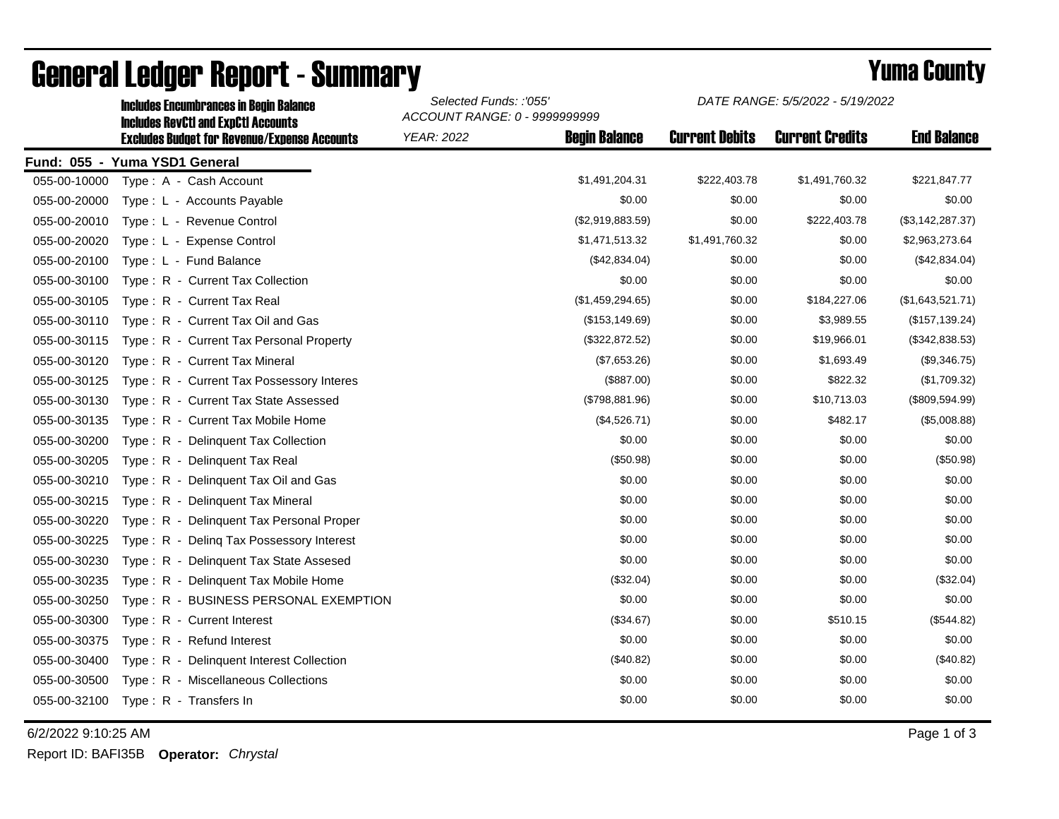# General Ledger Report - Summary

## Yuma County

**Includes Encumbrances in Begin Balance**
**Includes RevCtl and ExpCtl Accounts**
**Excludes Budget for Revenue/Expense Accounts**

*Selected Funds: :'055'*
*ACCOUNT RANGE: 0 - 9999999999*
*YEAR: 2022*
*DATE RANGE: 5/5/2022 - 5/19/2022*

**Fund: 055 - Yuma YSD1 General**

| Account | Description | Begin Balance | Current Debits | Current Credits | End Balance |
|---|---|---|---|---|---|
| 055-00-10000 | Type : A - Cash Account | $1,491,204.31 | $222,403.78 | $1,491,760.32 | $221,847.77 |
| 055-00-20000 | Type : L - Accounts Payable | $0.00 | $0.00 | $0.00 | $0.00 |
| 055-00-20010 | Type : L - Revenue Control | ($2,919,883.59) | $0.00 | $222,403.78 | ($3,142,287.37) |
| 055-00-20020 | Type : L - Expense Control | $1,471,513.32 | $1,491,760.32 | $0.00 | $2,963,273.64 |
| 055-00-20100 | Type : L - Fund Balance | ($42,834.04) | $0.00 | $0.00 | ($42,834.04) |
| 055-00-30100 | Type : R - Current Tax Collection | $0.00 | $0.00 | $0.00 | $0.00 |
| 055-00-30105 | Type : R - Current Tax Real | ($1,459,294.65) | $0.00 | $184,227.06 | ($1,643,521.71) |
| 055-00-30110 | Type : R - Current Tax Oil and Gas | ($153,149.69) | $0.00 | $3,989.55 | ($157,139.24) |
| 055-00-30115 | Type : R - Current Tax Personal Property | ($322,872.52) | $0.00 | $19,966.01 | ($342,838.53) |
| 055-00-30120 | Type : R - Current Tax Mineral | ($7,653.26) | $0.00 | $1,693.49 | ($9,346.75) |
| 055-00-30125 | Type : R - Current Tax Possessory Interes | ($887.00) | $0.00 | $822.32 | ($1,709.32) |
| 055-00-30130 | Type : R - Current Tax State Assessed | ($798,881.96) | $0.00 | $10,713.03 | ($809,594.99) |
| 055-00-30135 | Type : R - Current Tax Mobile Home | ($4,526.71) | $0.00 | $482.17 | ($5,008.88) |
| 055-00-30200 | Type : R - Delinquent Tax Collection | $0.00 | $0.00 | $0.00 | $0.00 |
| 055-00-30205 | Type : R - Delinquent Tax Real | ($50.98) | $0.00 | $0.00 | ($50.98) |
| 055-00-30210 | Type : R - Delinquent Tax Oil and Gas | $0.00 | $0.00 | $0.00 | $0.00 |
| 055-00-30215 | Type : R - Delinquent Tax Mineral | $0.00 | $0.00 | $0.00 | $0.00 |
| 055-00-30220 | Type : R - Delinquent Tax Personal Proper | $0.00 | $0.00 | $0.00 | $0.00 |
| 055-00-30225 | Type : R - Delinq Tax Possessory Interest | $0.00 | $0.00 | $0.00 | $0.00 |
| 055-00-30230 | Type : R - Delinquent Tax State Assesed | $0.00 | $0.00 | $0.00 | $0.00 |
| 055-00-30235 | Type : R - Delinquent Tax Mobile Home | ($32.04) | $0.00 | $0.00 | ($32.04) |
| 055-00-30250 | Type : R - BUSINESS PERSONAL EXEMPTION | $0.00 | $0.00 | $0.00 | $0.00 |
| 055-00-30300 | Type : R - Current Interest | ($34.67) | $0.00 | $510.15 | ($544.82) |
| 055-00-30375 | Type : R - Refund Interest | $0.00 | $0.00 | $0.00 | $0.00 |
| 055-00-30400 | Type : R - Delinquent Interest Collection | ($40.82) | $0.00 | $0.00 | ($40.82) |
| 055-00-30500 | Type : R - Miscellaneous Collections | $0.00 | $0.00 | $0.00 | $0.00 |
| 055-00-32100 | Type : R - Transfers In | $0.00 | $0.00 | $0.00 | $0.00 |

6/2/2022 9:10:25 AM

Report ID: BAFI35B **Operator:** *Chrystal*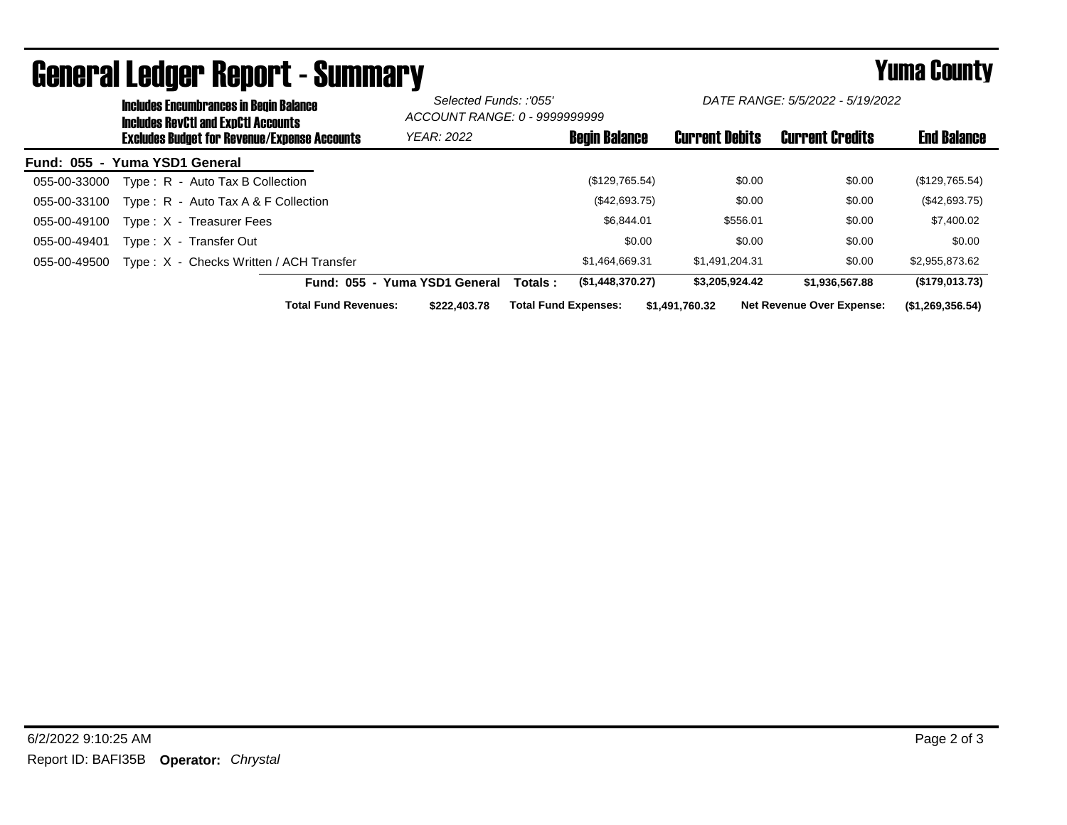# General Ledger Report - Summary

## Yuma County

**Includes Encumbrances in Begin Balance**
**Includes RevCtl and ExpCtl Accounts**
**Excludes Budget for Revenue/Expense Accounts**

*Selected Funds: :'055'*
*ACCOUNT RANGE: 0 - 9999999999*
*YEAR: 2022*

*DATE RANGE: 5/5/2022 - 5/19/2022*

**Fund: 055 - Yuma YSD1 General**

| Account | Description | Begin Balance | Current Debits | Current Credits | End Balance |
|---|---|---|---|---|---|
| 055-00-33000 | Type : R - Auto Tax B Collection | ($129,765.54) | $0.00 | $0.00 | ($129,765.54) |
| 055-00-33100 | Type : R - Auto Tax A & F Collection | ($42,693.75) | $0.00 | $0.00 | ($42,693.75) |
| 055-00-49100 | Type : X - Treasurer Fees | $6,844.01 | $556.01 | $0.00 | $7,400.02 |
| 055-00-49401 | Type : X - Transfer Out | $0.00 | $0.00 | $0.00 | $0.00 |
| 055-00-49500 | Type : X - Checks Written / ACH Transfer | $1,464,669.31 | $1,491,204.31 | $0.00 | $2,955,873.62 |
| | **Fund: 055 - Yuma YSD1 General Totals :** | **($1,448,370.27)** | **$3,205,924.42** | **$1,936,567.88** | **($179,013.73)** |

**Total Fund Revenues:** **$222,403.78** **Total Fund Expenses:** **$1,491,760.32** **Net Revenue Over Expense:** **($1,269,356.54)**

6/2/2022 9:10:25 AM
Report ID: BAFI35B **Operator:** *Chrystal*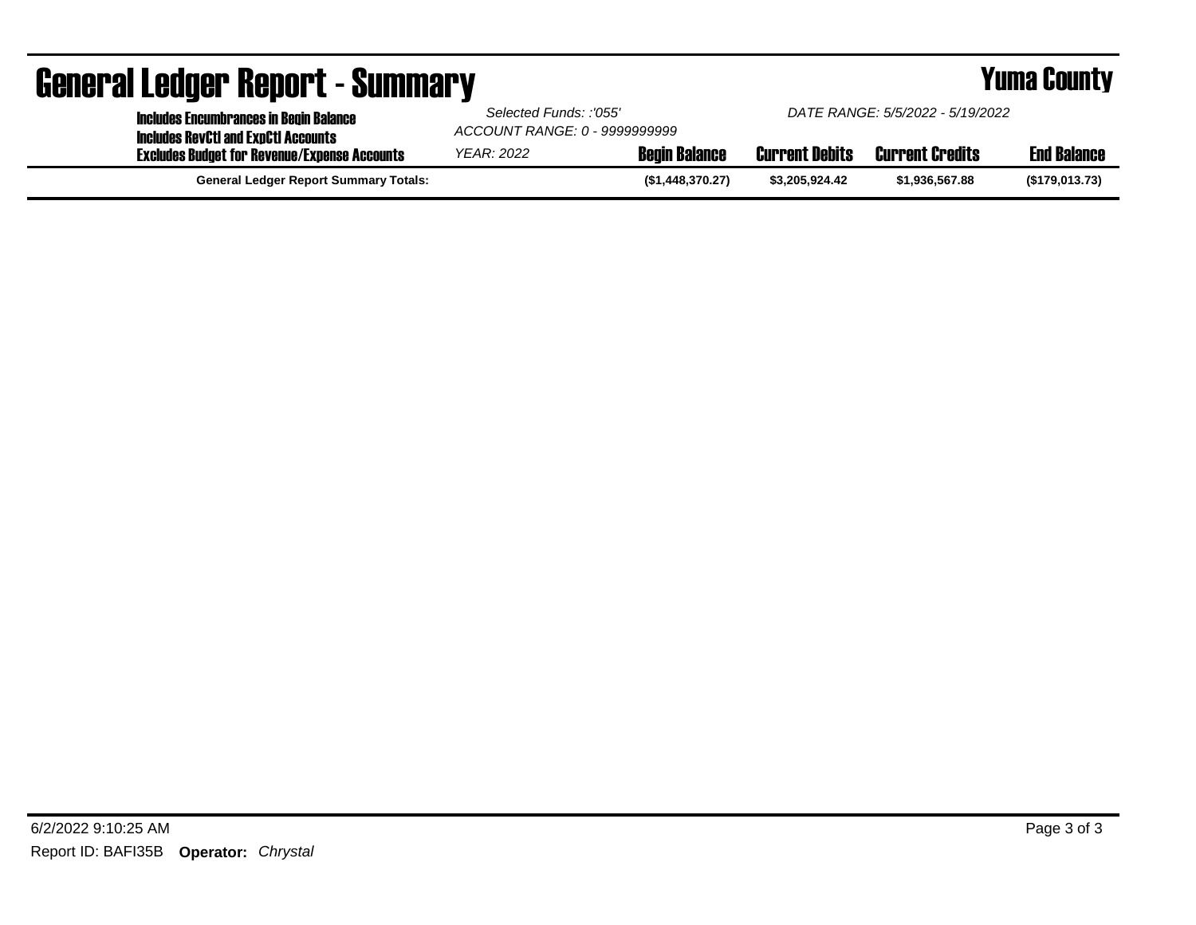# General Ledger Report - Summary

**Yuma County**

**Includes Encumbrances in Begin Balance**
**Includes RevCtl and ExpCtl Accounts**
**Excludes Budget for Revenue/Expense Accounts**

*Selected Funds: :'055'*
*ACCOUNT RANGE: 0 - 9999999999*
*YEAR: 2022*

*DATE RANGE: 5/5/2022 - 5/19/2022*

| | Begin Balance | Current Debits | Current Credits | End Balance |
|---|---|---|---|---|
| **General Ledger Report Summary Totals:** | **($1,448,370.27)** | **$3,205,924.42** | **$1,936,567.88** | **($179,013.73)** |

6/2/2022 9:10:25 AM

Report ID: BAFI35B **Operator:** *Chrystal*